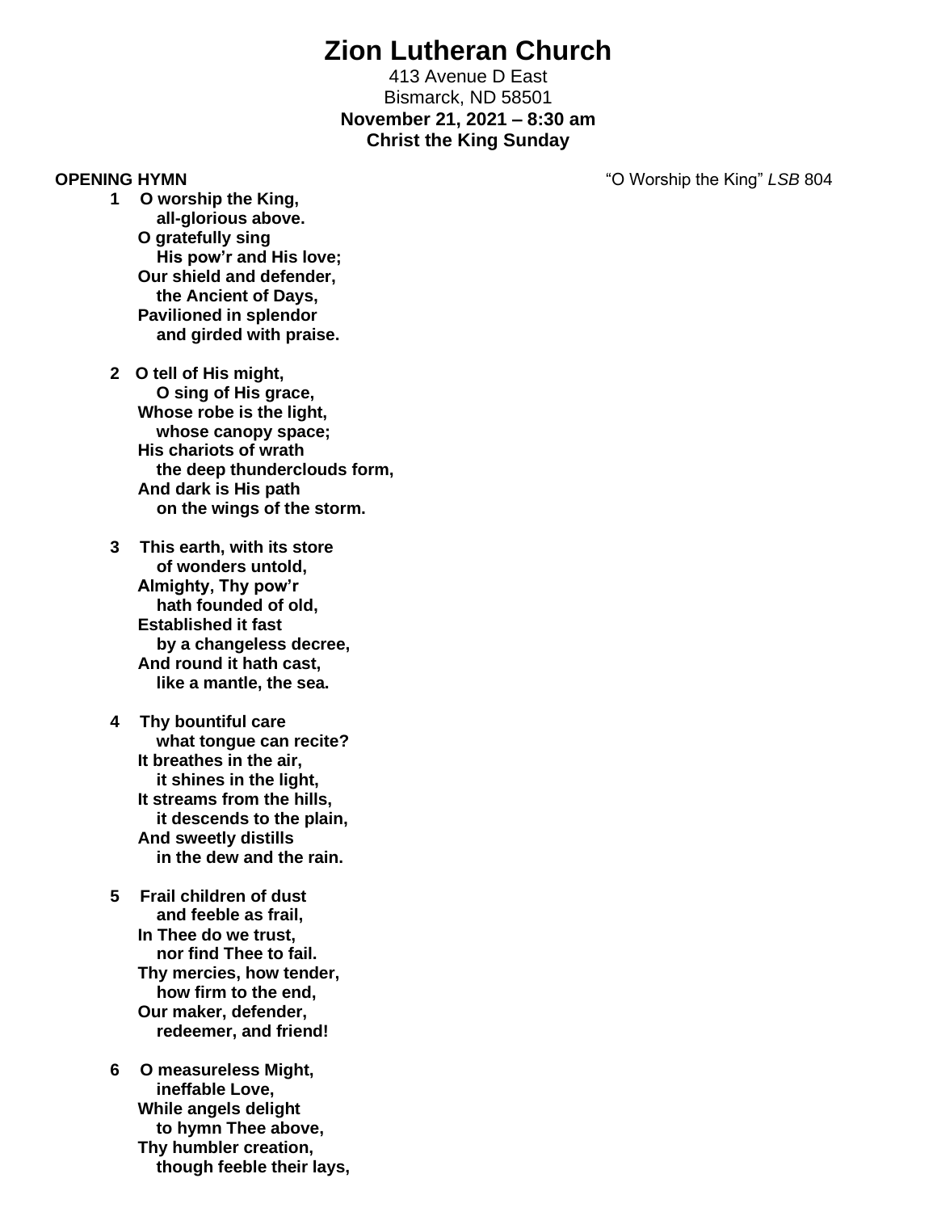# Zion Lutheran Church

413 Avenue D East
Bismarck, ND 58501
**November 21, 2021 – 8:30 am**
**Christ the King Sunday**

**OPENING HYMN** "O Worship the King" *LSB* 804

**1 O worship the King,**
**all-glorious above.**
**O gratefully sing**
**His pow'r and His love;**
**Our shield and defender,**
**the Ancient of Days,**
**Pavilioned in splendor**
**and girded with praise.**

**2 O tell of His might,**
**O sing of His grace,**
**Whose robe is the light,**
**whose canopy space;**
**His chariots of wrath**
**the deep thunderclouds form,**
**And dark is His path**
**on the wings of the storm.**

**3 This earth, with its store**
**of wonders untold,**
**Almighty, Thy pow'r**
**hath founded of old,**
**Established it fast**
**by a changeless decree,**
**And round it hath cast,**
**like a mantle, the sea.**

**4 Thy bountiful care**
**what tongue can recite?**
**It breathes in the air,**
**it shines in the light,**
**It streams from the hills,**
**it descends to the plain,**
**And sweetly distills**
**in the dew and the rain.**

**5 Frail children of dust**
**and feeble as frail,**
**In Thee do we trust,**
**nor find Thee to fail.**
**Thy mercies, how tender,**
**how firm to the end,**
**Our maker, defender,**
**redeemer, and friend!**

**6 O measureless Might,**
**ineffable Love,**
**While angels delight**
**to hymn Thee above,**
**Thy humbler creation,**
**though feeble their lays,**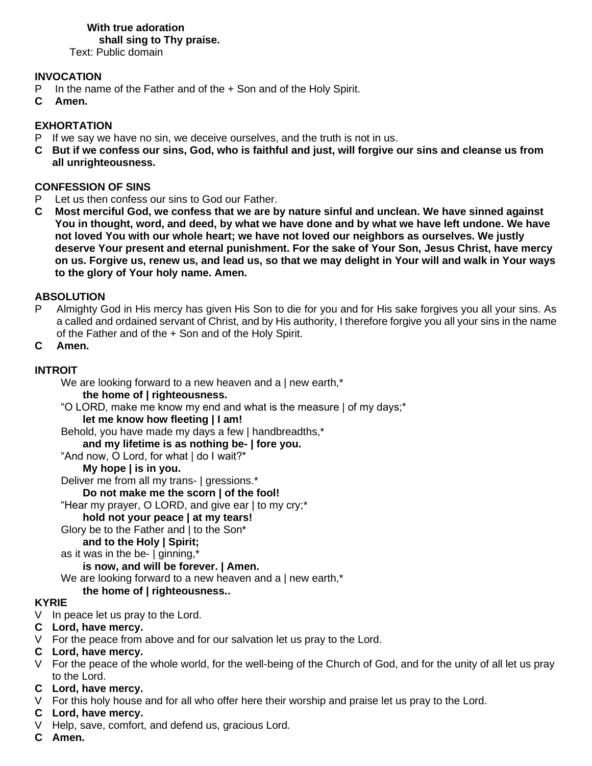**With true adoration**
**shall sing to Thy praise.**

Text: Public domain

**INVOCATION**

P In the name of the Father and of the + Son and of the Holy Spirit.

**C Amen.**

**EXHORTATION**

P If we say we have no sin, we deceive ourselves, and the truth is not in us.

**C But if we confess our sins, God, who is faithful and just, will forgive our sins and cleanse us from all unrighteousness.**

**CONFESSION OF SINS**

P Let us then confess our sins to God our Father.

**C Most merciful God, we confess that we are by nature sinful and unclean. We have sinned against You in thought, word, and deed, by what we have done and by what we have left undone. We have not loved You with our whole heart; we have not loved our neighbors as ourselves. We justly deserve Your present and eternal punishment. For the sake of Your Son, Jesus Christ, have mercy on us. Forgive us, renew us, and lead us, so that we may delight in Your will and walk in Your ways to the glory of Your holy name. Amen.**

**ABSOLUTION**

P Almighty God in His mercy has given His Son to die for you and for His sake forgives you all your sins. As a called and ordained servant of Christ, and by His authority, I therefore forgive you all your sins in the name of the Father and of the + Son and of the Holy Spirit.

**C Amen.**

**INTROIT**

We are looking forward to a new heaven and a | new earth,*
**the home of | righteousness.**
"O LORD, make me know my end and what is the measure | of my days;*
**let me know how fleeting | I am!**
Behold, you have made my days a few | handbreadths,*
**and my lifetime is as nothing be- | fore you.**
"And now, O Lord, for what | do I wait?*
**My hope | is in you.**
Deliver me from all my trans- | gressions.*
**Do not make me the scorn | of the fool!**
"Hear my prayer, O LORD, and give ear | to my cry;*
**hold not your peace | at my tears!**
Glory be to the Father and | to the Son*
**and to the Holy | Spirit;**
as it was in the be- | ginning,*
**is now, and will be forever. | Amen.**
We are looking forward to a new heaven and a | new earth,*
**the home of | righteousness..**

**KYRIE**

V In peace let us pray to the Lord.

**C Lord, have mercy.**

V For the peace from above and for our salvation let us pray to the Lord.

**C Lord, have mercy.**

V For the peace of the whole world, for the well-being of the Church of God, and for the unity of all let us pray to the Lord.

**C Lord, have mercy.**

V For this holy house and for all who offer here their worship and praise let us pray to the Lord.

**C Lord, have mercy.**

V Help, save, comfort, and defend us, gracious Lord.

**C Amen.**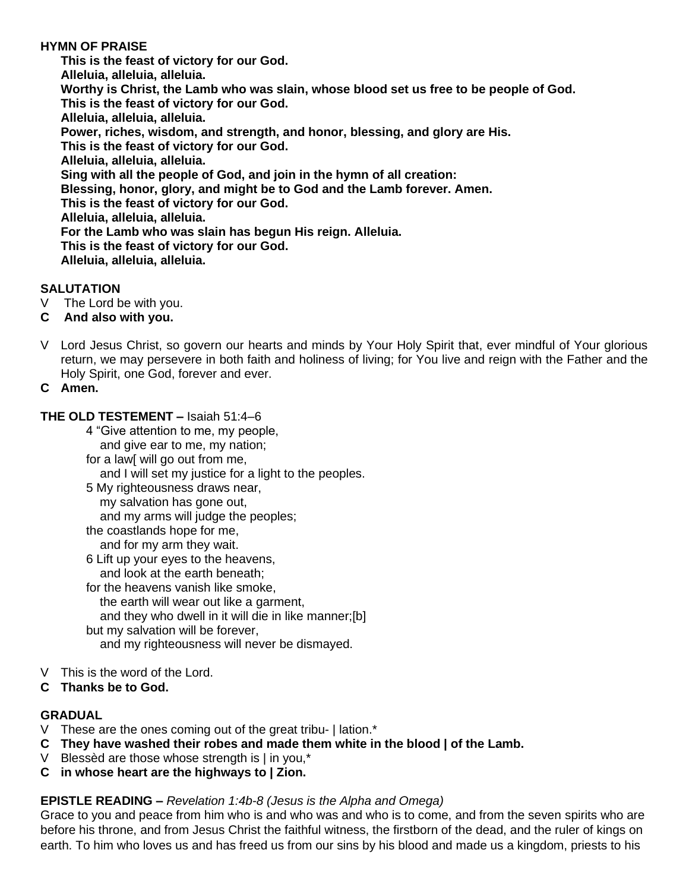**HYMN OF PRAISE**

**This is the feast of victory for our God.**
**Alleluia, alleluia, alleluia.**
**Worthy is Christ, the Lamb who was slain, whose blood set us free to be people of God.**
**This is the feast of victory for our God.**
**Alleluia, alleluia, alleluia.**
**Power, riches, wisdom, and strength, and honor, blessing, and glory are His.**
**This is the feast of victory for our God.**
**Alleluia, alleluia, alleluia.**
**Sing with all the people of God, and join in the hymn of all creation:**
**Blessing, honor, glory, and might be to God and the Lamb forever. Amen.**
**This is the feast of victory for our God.**
**Alleluia, alleluia, alleluia.**
**For the Lamb who was slain has begun His reign. Alleluia.**
**This is the feast of victory for our God.**
**Alleluia, alleluia, alleluia.**

**SALUTATION**

V The Lord be with you.
**C And also with you.**

V Lord Jesus Christ, so govern our hearts and minds by Your Holy Spirit that, ever mindful of Your glorious return, we may persevere in both faith and holiness of living; for You live and reign with the Father and the Holy Spirit, one God, forever and ever.
**C Amen.**

**THE OLD TESTEMENT –** Isaiah 51:4–6

4 "Give attention to me, my people,
and give ear to me, my nation;
for a law[ will go out from me,
and I will set my justice for a light to the peoples.
5 My righteousness draws near,
my salvation has gone out,
and my arms will judge the peoples;
the coastlands hope for me,
and for my arm they wait.
6 Lift up your eyes to the heavens,
and look at the earth beneath;
for the heavens vanish like smoke,
the earth will wear out like a garment,
and they who dwell in it will die in like manner;[b]
but my salvation will be forever,
and my righteousness will never be dismayed.

V This is the word of the Lord.
**C Thanks be to God.**

**GRADUAL**

V These are the ones coming out of the great tribu- | lation.*
**C They have washed their robes and made them white in the blood | of the Lamb.**
V Blessèd are those whose strength is | in you,*
**C in whose heart are the highways to | Zion.**

**EPISTLE READING –** *Revelation 1:4b-8 (Jesus is the Alpha and Omega)*

Grace to you and peace from him who is and who was and who is to come, and from the seven spirits who are before his throne, and from Jesus Christ the faithful witness, the firstborn of the dead, and the ruler of kings on earth. To him who loves us and has freed us from our sins by his blood and made us a kingdom, priests to his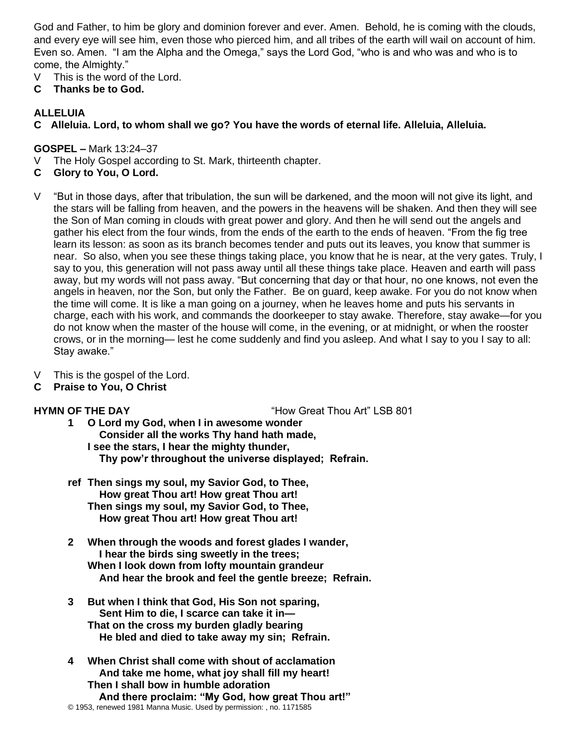God and Father, to him be glory and dominion forever and ever. Amen. Behold, he is coming with the clouds, and every eye will see him, even those who pierced him, and all tribes of the earth will wail on account of him. Even so. Amen. "I am the Alpha and the Omega," says the Lord God, "who is and who was and who is to come, the Almighty."

V This is the word of the Lord.
**C Thanks be to God.**

**ALLELUIA**

**C Alleluia. Lord, to whom shall we go? You have the words of eternal life. Alleluia, Alleluia.**

**GOSPEL –** Mark 13:24–37

V The Holy Gospel according to St. Mark, thirteenth chapter.
**C Glory to You, O Lord.**

V "But in those days, after that tribulation, the sun will be darkened, and the moon will not give its light, and the stars will be falling from heaven, and the powers in the heavens will be shaken. And then they will see the Son of Man coming in clouds with great power and glory. And then he will send out the angels and gather his elect from the four winds, from the ends of the earth to the ends of heaven. "From the fig tree learn its lesson: as soon as its branch becomes tender and puts out its leaves, you know that summer is near. So also, when you see these things taking place, you know that he is near, at the very gates. Truly, I say to you, this generation will not pass away until all these things take place. Heaven and earth will pass away, but my words will not pass away. "But concerning that day or that hour, no one knows, not even the angels in heaven, nor the Son, but only the Father. Be on guard, keep awake. For you do not know when the time will come. It is like a man going on a journey, when he leaves home and puts his servants in charge, each with his work, and commands the doorkeeper to stay awake. Therefore, stay awake—for you do not know when the master of the house will come, in the evening, or at midnight, or when the rooster crows, or in the morning— lest he come suddenly and find you asleep. And what I say to you I say to all: Stay awake."

V This is the gospel of the Lord.
**C Praise to You, O Christ**

**HYMN OF THE DAY** "How Great Thou Art" LSB 801

**1 O Lord my God, when I in awesome wonder**
**Consider all the works Thy hand hath made,**
**I see the stars, I hear the mighty thunder,**
**Thy pow'r throughout the universe displayed; Refrain.**

**ref Then sings my soul, my Savior God, to Thee,**
**How great Thou art! How great Thou art!**
**Then sings my soul, my Savior God, to Thee,**
**How great Thou art! How great Thou art!**

**2 When through the woods and forest glades I wander,**
**I hear the birds sing sweetly in the trees;**
**When I look down from lofty mountain grandeur**
**And hear the brook and feel the gentle breeze; Refrain.**

**3 But when I think that God, His Son not sparing,**
**Sent Him to die, I scarce can take it in—**
**That on the cross my burden gladly bearing**
**He bled and died to take away my sin; Refrain.**

**4 When Christ shall come with shout of acclamation**
**And take me home, what joy shall fill my heart!**
**Then I shall bow in humble adoration**
**And there proclaim: "My God, how great Thou art!"**

© 1953, renewed 1981 Manna Music. Used by permission: , no. 1171585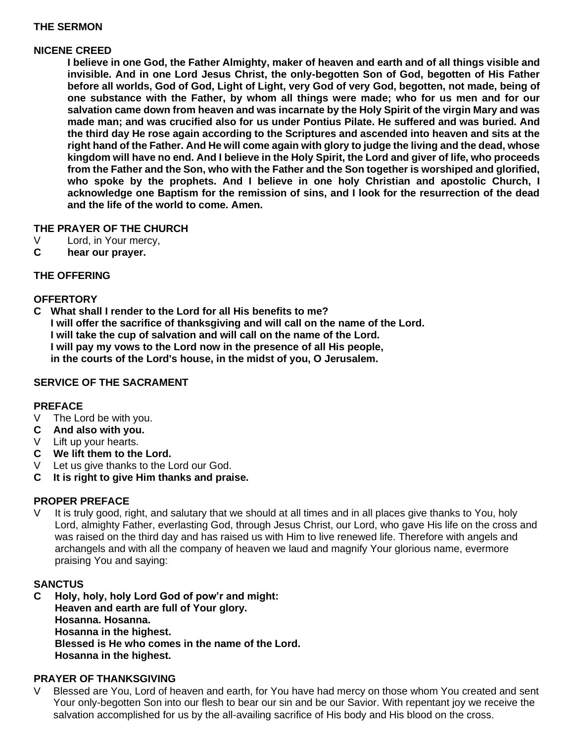**THE SERMON**

**NICENE CREED**

**I believe in one God, the Father Almighty, maker of heaven and earth and of all things visible and invisible. And in one Lord Jesus Christ, the only-begotten Son of God, begotten of His Father before all worlds, God of God, Light of Light, very God of very God, begotten, not made, being of one substance with the Father, by whom all things were made; who for us men and for our salvation came down from heaven and was incarnate by the Holy Spirit of the virgin Mary and was made man; and was crucified also for us under Pontius Pilate. He suffered and was buried. And the third day He rose again according to the Scriptures and ascended into heaven and sits at the right hand of the Father. And He will come again with glory to judge the living and the dead, whose kingdom will have no end. And I believe in the Holy Spirit, the Lord and giver of life, who proceeds from the Father and the Son, who with the Father and the Son together is worshiped and glorified, who spoke by the prophets. And I believe in one holy Christian and apostolic Church, I acknowledge one Baptism for the remission of sins, and I look for the resurrection of the dead and the life of the world to come. Amen.**

**THE PRAYER OF THE CHURCH**

V Lord, in Your mercy,
**C hear our prayer.**

**THE OFFERING**

**OFFERTORY**

**C What shall I render to the Lord for all His benefits to me?**
**I will offer the sacrifice of thanksgiving and will call on the name of the Lord.**
**I will take the cup of salvation and will call on the name of the Lord.**
**I will pay my vows to the Lord now in the presence of all His people,**
**in the courts of the Lord's house, in the midst of you, O Jerusalem.**

**SERVICE OF THE SACRAMENT**

**PREFACE**

V The Lord be with you.
**C And also with you.**
V Lift up your hearts.
**C We lift them to the Lord.**
V Let us give thanks to the Lord our God.
**C It is right to give Him thanks and praise.**

**PROPER PREFACE**

V It is truly good, right, and salutary that we should at all times and in all places give thanks to You, holy Lord, almighty Father, everlasting God, through Jesus Christ, our Lord, who gave His life on the cross and was raised on the third day and has raised us with Him to live renewed life. Therefore with angels and archangels and with all the company of heaven we laud and magnify Your glorious name, evermore praising You and saying:

**SANCTUS**

**C Holy, holy, holy Lord God of pow'r and might:**
**Heaven and earth are full of Your glory.**
**Hosanna. Hosanna.**
**Hosanna in the highest.**
**Blessed is He who comes in the name of the Lord.**
**Hosanna in the highest.**

**PRAYER OF THANKSGIVING**

V Blessed are You, Lord of heaven and earth, for You have had mercy on those whom You created and sent Your only-begotten Son into our flesh to bear our sin and be our Savior. With repentant joy we receive the salvation accomplished for us by the all-availing sacrifice of His body and His blood on the cross.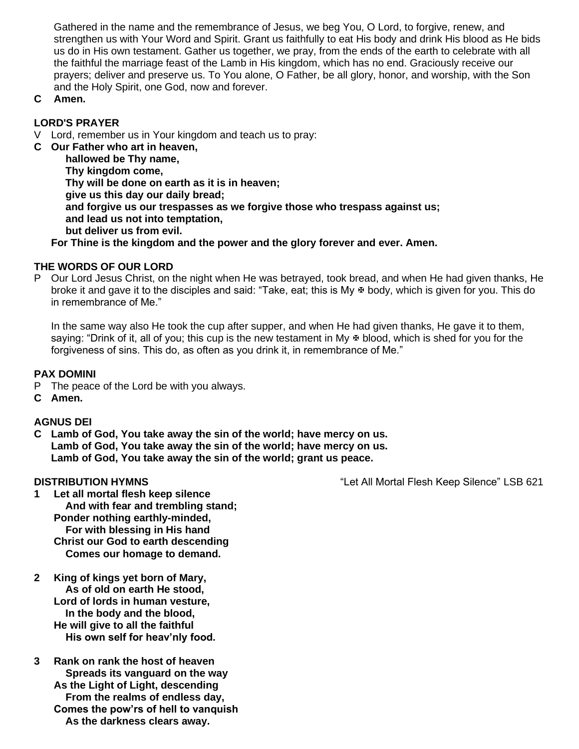Gathered in the name and the remembrance of Jesus, we beg You, O Lord, to forgive, renew, and strengthen us with Your Word and Spirit. Grant us faithfully to eat His body and drink His blood as He bids us do in His own testament. Gather us together, we pray, from the ends of the earth to celebrate with all the faithful the marriage feast of the Lamb in His kingdom, which has no end. Graciously receive our prayers; deliver and preserve us. To You alone, O Father, be all glory, honor, and worship, with the Son and the Holy Spirit, one God, now and forever.

**C Amen.**

**LORD'S PRAYER**

V Lord, remember us in Your kingdom and teach us to pray:

**C Our Father who art in heaven,**
**hallowed be Thy name,**
**Thy kingdom come,**
**Thy will be done on earth as it is in heaven;**
**give us this day our daily bread;**
**and forgive us our trespasses as we forgive those who trespass against us;**
**and lead us not into temptation,**
**but deliver us from evil.**
**For Thine is the kingdom and the power and the glory forever and ever. Amen.**

**THE WORDS OF OUR LORD**

P Our Lord Jesus Christ, on the night when He was betrayed, took bread, and when He had given thanks, He broke it and gave it to the disciples and said: "Take, eat; this is My ✠ body, which is given for you. This do in remembrance of Me."

In the same way also He took the cup after supper, and when He had given thanks, He gave it to them, saying: "Drink of it, all of you; this cup is the new testament in My ✠ blood, which is shed for you for the forgiveness of sins. This do, as often as you drink it, in remembrance of Me."

**PAX DOMINI**

P The peace of the Lord be with you always.

**C Amen.**

**AGNUS DEI**

**C Lamb of God, You take away the sin of the world; have mercy on us.**
**Lamb of God, You take away the sin of the world; have mercy on us.**
**Lamb of God, You take away the sin of the world; grant us peace.**

**DISTRIBUTION HYMNS** "Let All Mortal Flesh Keep Silence" LSB 621

**1 Let all mortal flesh keep silence**
**And with fear and trembling stand;**
**Ponder nothing earthly-minded,**
**For with blessing in His hand**
**Christ our God to earth descending**
**Comes our homage to demand.**

**2 King of kings yet born of Mary,**
**As of old on earth He stood,**
**Lord of lords in human vesture,**
**In the body and the blood,**
**He will give to all the faithful**
**His own self for heav'nly food.**

**3 Rank on rank the host of heaven**
**Spreads its vanguard on the way**
**As the Light of Light, descending**
**From the realms of endless day,**
**Comes the pow'rs of hell to vanquish**
**As the darkness clears away.**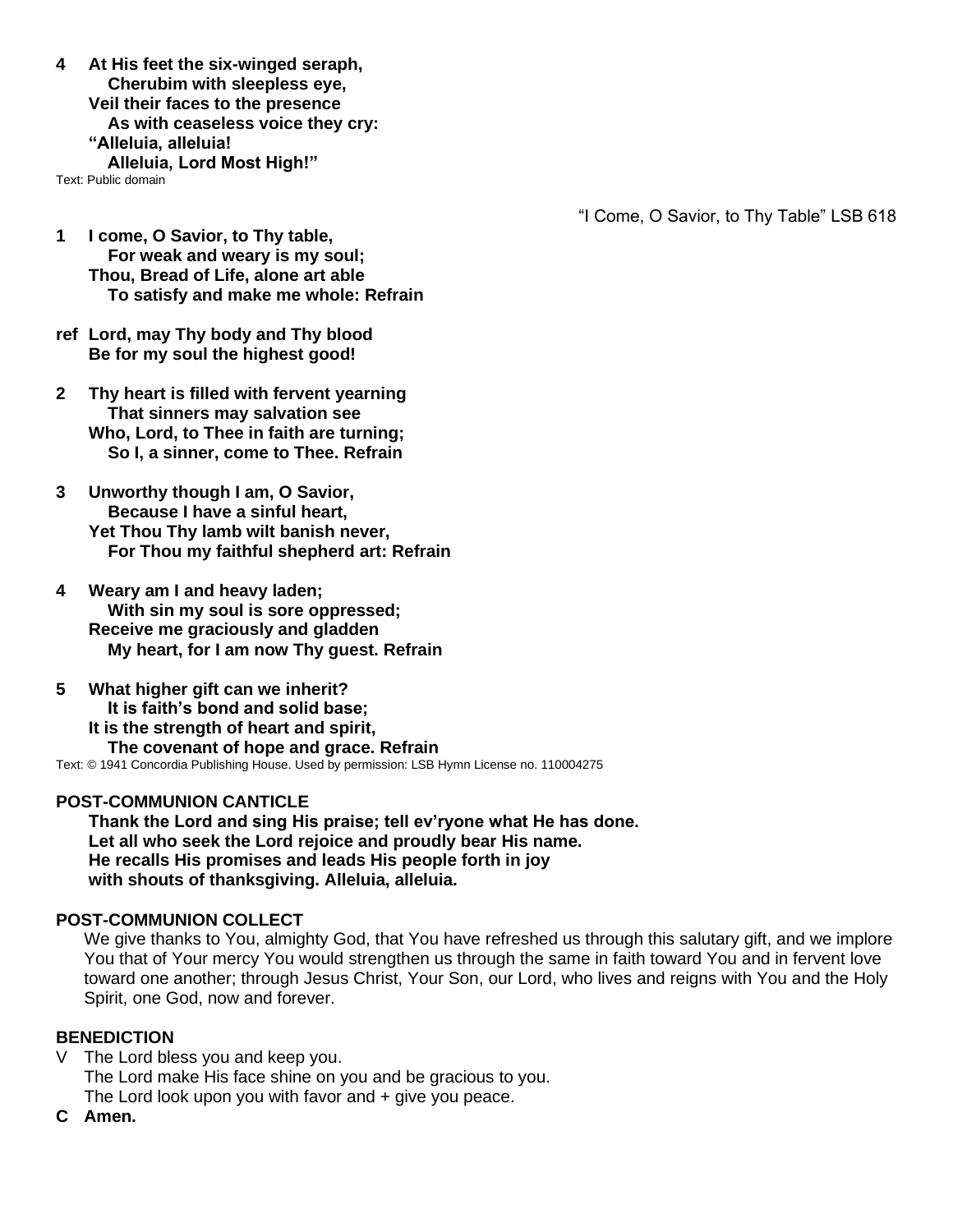**4 At His feet the six-winged seraph,**
**Cherubim with sleepless eye,**
**Veil their faces to the presence**
**As with ceaseless voice they cry:**
**"Alleluia, alleluia!**
**Alleluia, Lord Most High!"**

Text: Public domain

"I Come, O Savior, to Thy Table" LSB 618

**1 I come, O Savior, to Thy table,**
**For weak and weary is my soul;**
**Thou, Bread of Life, alone art able**
**To satisfy and make me whole: Refrain**

**ref Lord, may Thy body and Thy blood**
**Be for my soul the highest good!**

**2 Thy heart is filled with fervent yearning**
**That sinners may salvation see**
**Who, Lord, to Thee in faith are turning;**
**So I, a sinner, come to Thee. Refrain**

**3 Unworthy though I am, O Savior,**
**Because I have a sinful heart,**
**Yet Thou Thy lamb wilt banish never,**
**For Thou my faithful shepherd art: Refrain**

**4 Weary am I and heavy laden;**
**With sin my soul is sore oppressed;**
**Receive me graciously and gladden**
**My heart, for I am now Thy guest. Refrain**

**5 What higher gift can we inherit?**
**It is faith's bond and solid base;**
**It is the strength of heart and spirit,**
**The covenant of hope and grace. Refrain**

Text: © 1941 Concordia Publishing House. Used by permission: LSB Hymn License no. 110004275

## POST-COMMUNION CANTICLE

**Thank the Lord and sing His praise; tell ev'ryone what He has done.**
**Let all who seek the Lord rejoice and proudly bear His name.**
**He recalls His promises and leads His people forth in joy**
**with shouts of thanksgiving. Alleluia, alleluia.**

## POST-COMMUNION COLLECT

We give thanks to You, almighty God, that You have refreshed us through this salutary gift, and we implore You that of Your mercy You would strengthen us through the same in faith toward You and in fervent love toward one another; through Jesus Christ, Your Son, our Lord, who lives and reigns with You and the Holy Spirit, one God, now and forever.

## BENEDICTION

V The Lord bless you and keep you.
The Lord make His face shine on you and be gracious to you.
The Lord look upon you with favor and + give you peace.

**C Amen.**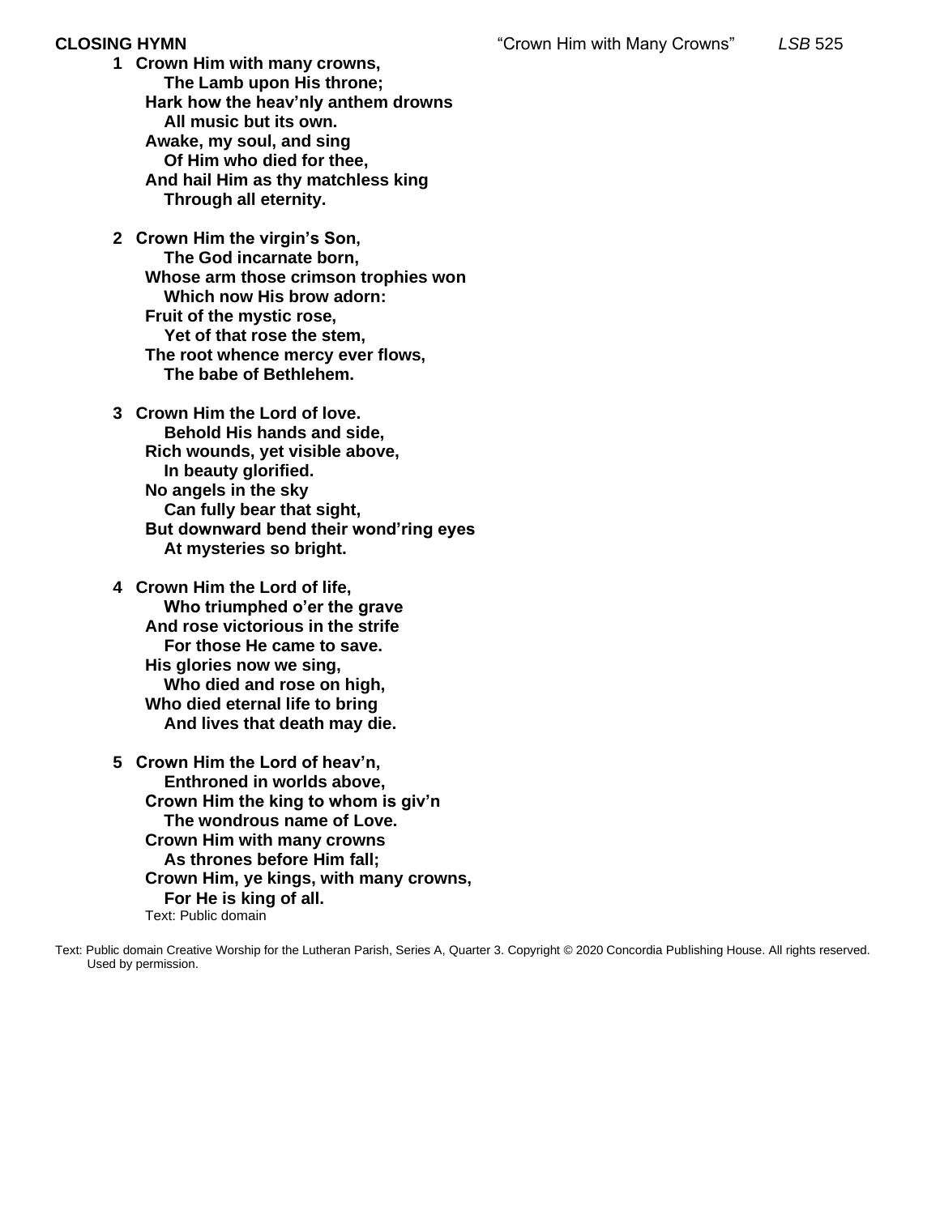**CLOSING HYMN** "Crown Him with Many Crowns" *LSB* 525

**1 Crown Him with many crowns,**
**The Lamb upon His throne;**
**Hark how the heav'nly anthem drowns**
**All music but its own.**
**Awake, my soul, and sing**
**Of Him who died for thee,**
**And hail Him as thy matchless king**
**Through all eternity.**

**2 Crown Him the virgin's Son,**
**The God incarnate born,**
**Whose arm those crimson trophies won**
**Which now His brow adorn:**
**Fruit of the mystic rose,**
**Yet of that rose the stem,**
**The root whence mercy ever flows,**
**The babe of Bethlehem.**

**3 Crown Him the Lord of love.**
**Behold His hands and side,**
**Rich wounds, yet visible above,**
**In beauty glorified.**
**No angels in the sky**
**Can fully bear that sight,**
**But downward bend their wond'ring eyes**
**At mysteries so bright.**

**4 Crown Him the Lord of life,**
**Who triumphed o'er the grave**
**And rose victorious in the strife**
**For those He came to save.**
**His glories now we sing,**
**Who died and rose on high,**
**Who died eternal life to bring**
**And lives that death may die.**

**5 Crown Him the Lord of heav'n,**
**Enthroned in worlds above,**
**Crown Him the king to whom is giv'n**
**The wondrous name of Love.**
**Crown Him with many crowns**
**As thrones before Him fall;**
**Crown Him, ye kings, with many crowns,**
**For He is king of all.**

Text: Public domain

Text: Public domain Creative Worship for the Lutheran Parish, Series A, Quarter 3. Copyright © 2020 Concordia Publishing House. All rights reserved. Used by permission.